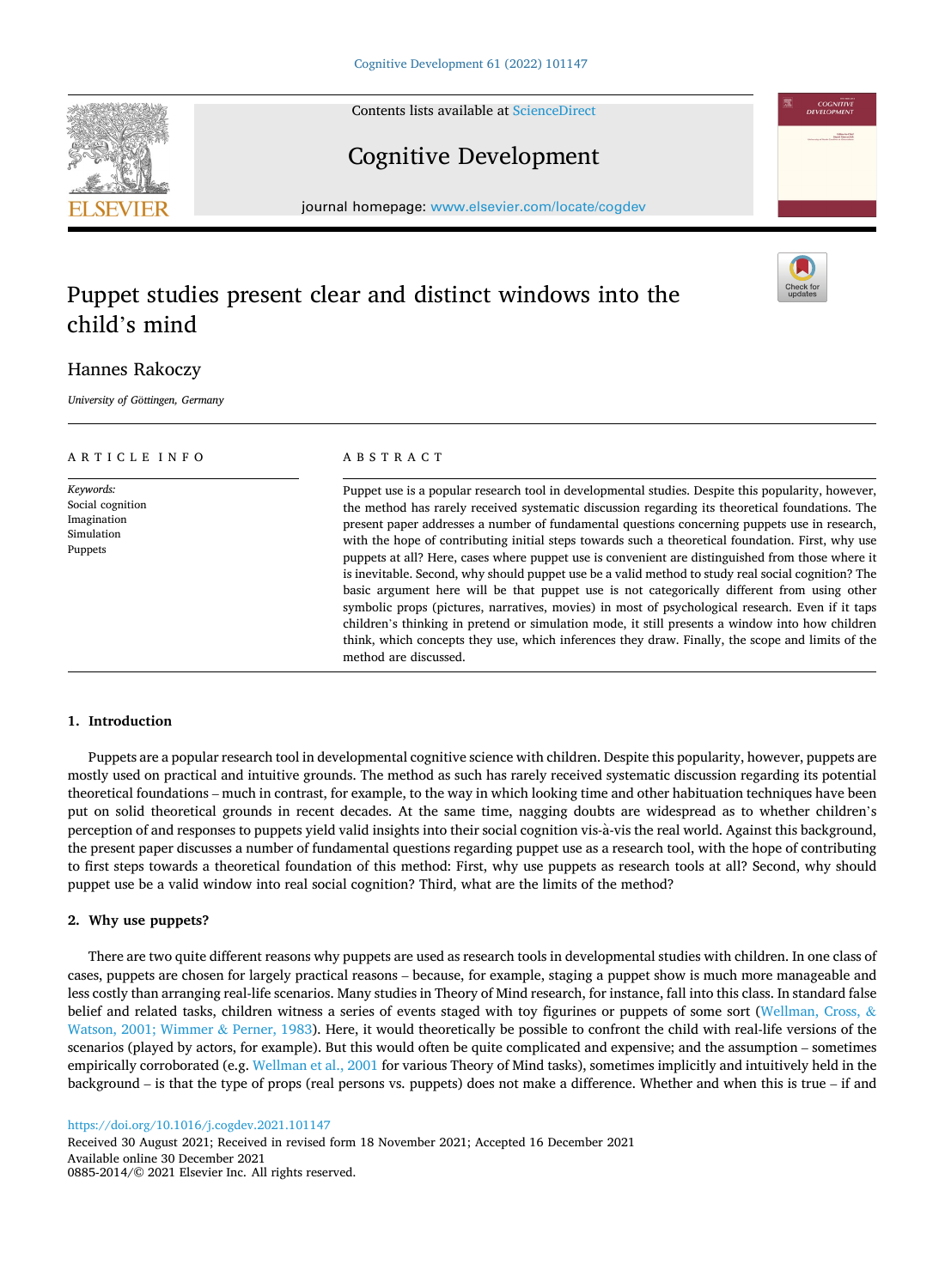# Puppet studies present clear and distinct windows into the child's mind

Hannes Rakoczy

*University of Göttingen, Germany*

**ARTICLE INFO**

*Keywords:*
Social cognition
Imagination
Simulation
Puppets

**ABSTRACT**

Puppet use is a popular research tool in developmental studies. Despite this popularity, however, the method has rarely received systematic discussion regarding its theoretical foundations. The present paper addresses a number of fundamental questions concerning puppets use in research, with the hope of contributing initial steps towards such a theoretical foundation. First, why use puppets at all? Here, cases where puppet use is convenient are distinguished from those where it is inevitable. Second, why should puppet use be a valid method to study real social cognition? The basic argument here will be that puppet use is not categorically different from using other symbolic props (pictures, narratives, movies) in most of psychological research. Even if it taps children's thinking in pretend or simulation mode, it still presents a window into how children think, which concepts they use, which inferences they draw. Finally, the scope and limits of the method are discussed.

## 1. Introduction

Puppets are a popular research tool in developmental cognitive science with children. Despite this popularity, however, puppets are mostly used on practical and intuitive grounds. The method as such has rarely received systematic discussion regarding its potential theoretical foundations – much in contrast, for example, to the way in which looking time and other habituation techniques have been put on solid theoretical grounds in recent decades. At the same time, nagging doubts are widespread as to whether children's perception of and responses to puppets yield valid insights into their social cognition vis-à-vis the real world. Against this background, the present paper discusses a number of fundamental questions regarding puppet use as a research tool, with the hope of contributing to first steps towards a theoretical foundation of this method: First, why use puppets as research tools at all? Second, why should puppet use be a valid window into real social cognition? Third, what are the limits of the method?

## 2. Why use puppets?

There are two quite different reasons why puppets are used as research tools in developmental studies with children. In one class of cases, puppets are chosen for largely practical reasons – because, for example, staging a puppet show is much more manageable and less costly than arranging real-life scenarios. Many studies in Theory of Mind research, for instance, fall into this class. In standard false belief and related tasks, children witness a series of events staged with toy figurines or puppets of some sort (Wellman, Cross, & Watson, 2001; Wimmer & Perner, 1983). Here, it would theoretically be possible to confront the child with real-life versions of the scenarios (played by actors, for example). But this would often be quite complicated and expensive; and the assumption – sometimes empirically corroborated (e.g. Wellman et al., 2001 for various Theory of Mind tasks), sometimes implicitly and intuitively held in the background – is that the type of props (real persons vs. puppets) does not make a difference. Whether and when this is true – if and

https://doi.org/10.1016/j.cogdev.2021.101147
Received 30 August 2021; Received in revised form 18 November 2021; Accepted 16 December 2021
Available online 30 December 2021
0885-2014/© 2021 Elsevier Inc. All rights reserved.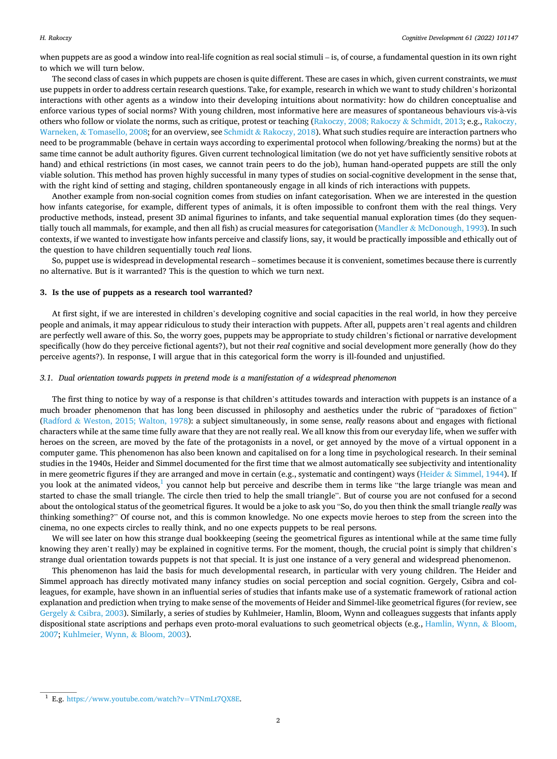when puppets are as good a window into real-life cognition as real social stimuli – is, of course, a fundamental question in its own right to which we will turn below.

The second class of cases in which puppets are chosen is quite different. These are cases in which, given current constraints, we *must* use puppets in order to address certain research questions. Take, for example, research in which we want to study children's horizontal interactions with other agents as a window into their developing intuitions about normativity: how do children conceptualise and enforce various types of social norms? With young children, most informative here are measures of spontaneous behaviours vis-à-vis others who follow or violate the norms, such as critique, protest or teaching (Rakoczy, 2008; Rakoczy & Schmidt, 2013; e.g., Rakoczy, Warneken, & Tomasello, 2008; for an overview, see Schmidt & Rakoczy, 2018). What such studies require are interaction partners who need to be programmable (behave in certain ways according to experimental protocol when following/breaking the norms) but at the same time cannot be adult authority figures. Given current technological limitation (we do not yet have sufficiently sensitive robots at hand) and ethical restrictions (in most cases, we cannot train peers to do the job), human hand-operated puppets are still the only viable solution. This method has proven highly successful in many types of studies on social-cognitive development in the sense that, with the right kind of setting and staging, children spontaneously engage in all kinds of rich interactions with puppets.

Another example from non-social cognition comes from studies on infant categorisation. When we are interested in the question how infants categorise, for example, different types of animals, it is often impossible to confront them with the real things. Very productive methods, instead, present 3D animal figurines to infants, and take sequential manual exploration times (do they sequentially touch all mammals, for example, and then all fish) as crucial measures for categorisation (Mandler & McDonough, 1993). In such contexts, if we wanted to investigate how infants perceive and classify lions, say, it would be practically impossible and ethically out of the question to have children sequentially touch *real* lions.

So, puppet use is widespread in developmental research – sometimes because it is convenient, sometimes because there is currently no alternative. But is it warranted? This is the question to which we turn next.

## 3. Is the use of puppets as a research tool warranted?

At first sight, if we are interested in children's developing cognitive and social capacities in the real world, in how they perceive people and animals, it may appear ridiculous to study their interaction with puppets. After all, puppets aren't real agents and children are perfectly well aware of this. So, the worry goes, puppets may be appropriate to study children's fictional or narrative development specifically (how do they perceive fictional agents?), but not their *real* cognitive and social development more generally (how do they perceive agents?). In response, I will argue that in this categorical form the worry is ill-founded and unjustified.

### 3.1. Dual orientation towards puppets in pretend mode is a manifestation of a widespread phenomenon

The first thing to notice by way of a response is that children's attitudes towards and interaction with puppets is an instance of a much broader phenomenon that has long been discussed in philosophy and aesthetics under the rubric of "paradoxes of fiction" (Radford & Weston, 2015; Walton, 1978): a subject simultaneously, in some sense, *really* reasons about and engages with fictional characters while at the same time fully aware that they are not really real. We all know this from our everyday life, when we suffer with heroes on the screen, are moved by the fate of the protagonists in a novel, or get annoyed by the move of a virtual opponent in a computer game. This phenomenon has also been known and capitalised on for a long time in psychological research. In their seminal studies in the 1940s, Heider and Simmel documented for the first time that we almost automatically see subjectivity and intentionality in mere geometric figures if they are arranged and move in certain (e.g., systematic and contingent) ways (Heider & Simmel, 1944). If you look at the animated videos,[1] you cannot help but perceive and describe them in terms like "the large triangle was mean and started to chase the small triangle. The circle then tried to help the small triangle". But of course you are not confused for a second about the ontological status of the geometrical figures. It would be a joke to ask you "So, do you then think the small triangle *really* was thinking something?" Of course not, and this is common knowledge. No one expects movie heroes to step from the screen into the cinema, no one expects circles to really think, and no one expects puppets to be real persons.

We will see later on how this strange dual bookkeeping (seeing the geometrical figures as intentional while at the same time fully knowing they aren't really) may be explained in cognitive terms. For the moment, though, the crucial point is simply that children's strange dual orientation towards puppets is not that special. It is just one instance of a very general and widespread phenomenon.

This phenomenon has laid the basis for much developmental research, in particular with very young children. The Heider and Simmel approach has directly motivated many infancy studies on social perception and social cognition. Gergely, Csibra and colleagues, for example, have shown in an influential series of studies that infants make use of a systematic framework of rational action explanation and prediction when trying to make sense of the movements of Heider and Simmel-like geometrical figures (for review, see Gergely & Csibra, 2003). Similarly, a series of studies by Kuhlmeier, Hamlin, Bloom, Wynn and colleagues suggests that infants apply dispositional state ascriptions and perhaps even proto-moral evaluations to such geometrical objects (e.g., Hamlin, Wynn, & Bloom, 2007; Kuhlmeier, Wynn, & Bloom, 2003).

[1] E.g. https://www.youtube.com/watch?v=VTNmLt7QX8E.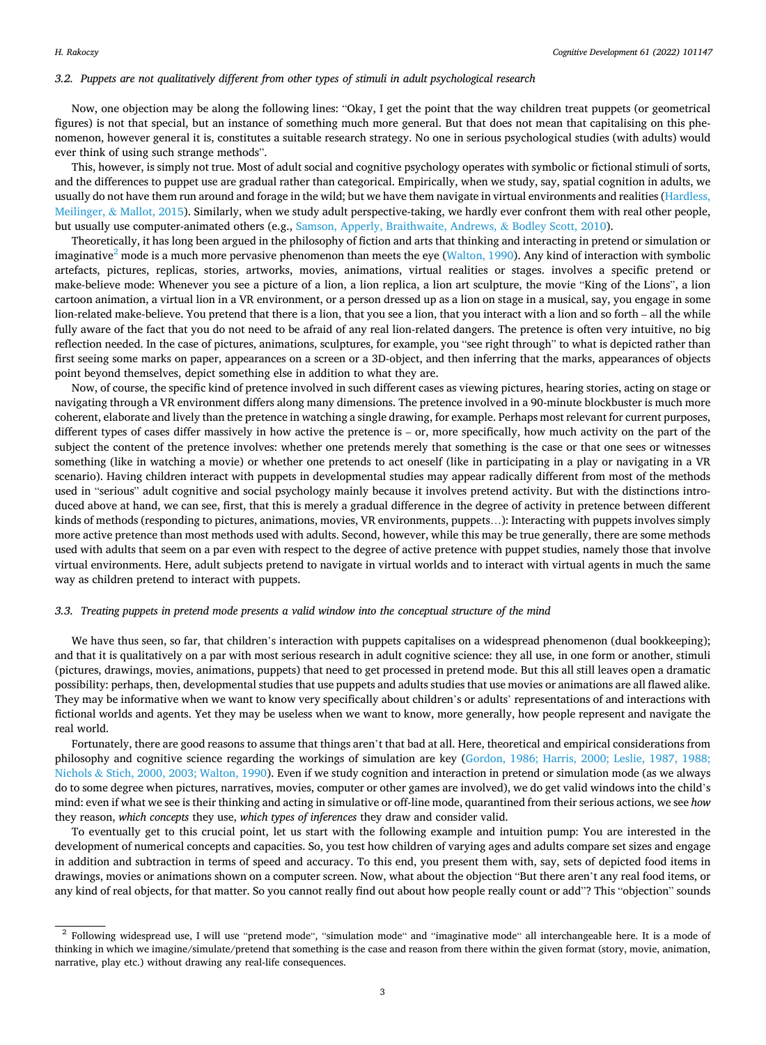### 3.2. Puppets are not qualitatively different from other types of stimuli in adult psychological research

Now, one objection may be along the following lines: “Okay, I get the point that the way children treat puppets (or geometrical figures) is not that special, but an instance of something much more general. But that does not mean that capitalising on this phenomenon, however general it is, constitutes a suitable research strategy. No one in serious psychological studies (with adults) would ever think of using such strange methods”.

This, however, is simply not true. Most of adult social and cognitive psychology operates with symbolic or fictional stimuli of sorts, and the differences to puppet use are gradual rather than categorical. Empirically, when we study, say, spatial cognition in adults, we usually do not have them run around and forage in the wild; but we have them navigate in virtual environments and realities (Hardless, Meilinger, & Mallot, 2015). Similarly, when we study adult perspective-taking, we hardly ever confront them with real other people, but usually use computer-animated others (e.g., Samson, Apperly, Braithwaite, Andrews, & Bodley Scott, 2010).

Theoretically, it has long been argued in the philosophy of fiction and arts that thinking and interacting in pretend or simulation or imaginative[2] mode is a much more pervasive phenomenon than meets the eye (Walton, 1990). Any kind of interaction with symbolic artefacts, pictures, replicas, stories, artworks, movies, animations, virtual realities or stages. involves a specific pretend or make-believe mode: Whenever you see a picture of a lion, a lion replica, a lion art sculpture, the movie “King of the Lions”, a lion cartoon animation, a virtual lion in a VR environment, or a person dressed up as a lion on stage in a musical, say, you engage in some lion-related make-believe. You pretend that there is a lion, that you see a lion, that you interact with a lion and so forth – all the while fully aware of the fact that you do not need to be afraid of any real lion-related dangers. The pretence is often very intuitive, no big reflection needed. In the case of pictures, animations, sculptures, for example, you “see right through” to what is depicted rather than first seeing some marks on paper, appearances on a screen or a 3D-object, and then inferring that the marks, appearances of objects point beyond themselves, depict something else in addition to what they are.

Now, of course, the specific kind of pretence involved in such different cases as viewing pictures, hearing stories, acting on stage or navigating through a VR environment differs along many dimensions. The pretence involved in a 90-minute blockbuster is much more coherent, elaborate and lively than the pretence in watching a single drawing, for example. Perhaps most relevant for current purposes, different types of cases differ massively in how active the pretence is – or, more specifically, how much activity on the part of the subject the content of the pretence involves: whether one pretends merely that something is the case or that one sees or witnesses something (like in watching a movie) or whether one pretends to act oneself (like in participating in a play or navigating in a VR scenario). Having children interact with puppets in developmental studies may appear radically different from most of the methods used in “serious” adult cognitive and social psychology mainly because it involves pretend activity. But with the distinctions introduced above at hand, we can see, first, that this is merely a gradual difference in the degree of activity in pretence between different kinds of methods (responding to pictures, animations, movies, VR environments, puppets…): Interacting with puppets involves simply more active pretence than most methods used with adults. Second, however, while this may be true generally, there are some methods used with adults that seem on a par even with respect to the degree of active pretence with puppet studies, namely those that involve virtual environments. Here, adult subjects pretend to navigate in virtual worlds and to interact with virtual agents in much the same way as children pretend to interact with puppets.

### 3.3. Treating puppets in pretend mode presents a valid window into the conceptual structure of the mind

We have thus seen, so far, that children’s interaction with puppets capitalises on a widespread phenomenon (dual bookkeeping); and that it is qualitatively on a par with most serious research in adult cognitive science: they all use, in one form or another, stimuli (pictures, drawings, movies, animations, puppets) that need to get processed in pretend mode. But this all still leaves open a dramatic possibility: perhaps, then, developmental studies that use puppets and adults studies that use movies or animations are all flawed alike. They may be informative when we want to know very specifically about children’s or adults’ representations of and interactions with fictional worlds and agents. Yet they may be useless when we want to know, more generally, how people represent and navigate the real world.

Fortunately, there are good reasons to assume that things aren’t that bad at all. Here, theoretical and empirical considerations from philosophy and cognitive science regarding the workings of simulation are key (Gordon, 1986; Harris, 2000; Leslie, 1987, 1988; Nichols & Stich, 2000, 2003; Walton, 1990). Even if we study cognition and interaction in pretend or simulation mode (as we always do to some degree when pictures, narratives, movies, computer or other games are involved), we do get valid windows into the child’s mind: even if what we see is their thinking and acting in simulative or off-line mode, quarantined from their serious actions, we see *how* they reason, *which concepts* they use, *which types of inferences* they draw and consider valid.

To eventually get to this crucial point, let us start with the following example and intuition pump: You are interested in the development of numerical concepts and capacities. So, you test how children of varying ages and adults compare set sizes and engage in addition and subtraction in terms of speed and accuracy. To this end, you present them with, say, sets of depicted food items in drawings, movies or animations shown on a computer screen. Now, what about the objection “But there aren’t any real food items, or any kind of real objects, for that matter. So you cannot really find out about how people really count or add”? This “objection” sounds

---

[2] Following widespread use, I will use “pretend mode“, “simulation mode“ and “imaginative mode“ all interchangeable here. It is a mode of thinking in which we imagine/simulate/pretend that something is the case and reason from there within the given format (story, movie, animation, narrative, play etc.) without drawing any real-life consequences.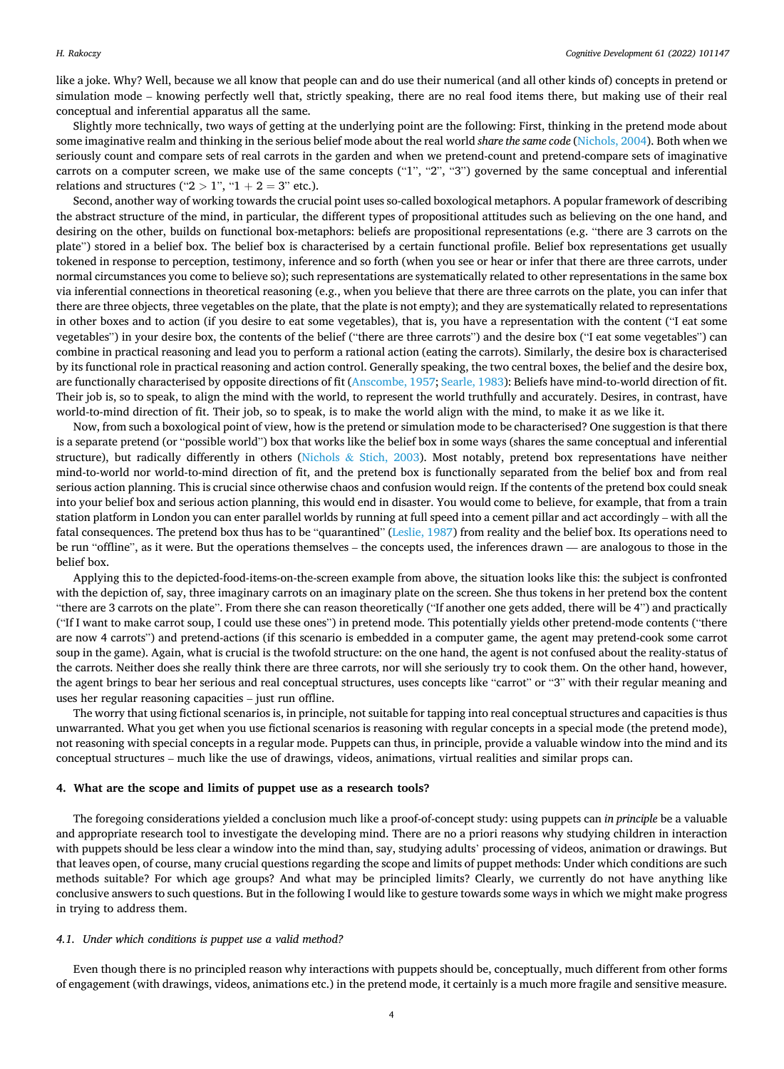like a joke. Why? Well, because we all know that people can and do use their numerical (and all other kinds of) concepts in pretend or simulation mode – knowing perfectly well that, strictly speaking, there are no real food items there, but making use of their real conceptual and inferential apparatus all the same.

Slightly more technically, two ways of getting at the underlying point are the following: First, thinking in the pretend mode about some imaginative realm and thinking in the serious belief mode about the real world *share the same code* (Nichols, 2004). Both when we seriously count and compare sets of real carrots in the garden and when we pretend-count and pretend-compare sets of imaginative carrots on a computer screen, we make use of the same concepts ("1", "2", "3") governed by the same conceptual and inferential relations and structures ("2 > 1", "1 + 2 = 3" etc.).

Second, another way of working towards the crucial point uses so-called boxological metaphors. A popular framework of describing the abstract structure of the mind, in particular, the different types of propositional attitudes such as believing on the one hand, and desiring on the other, builds on functional box-metaphors: beliefs are propositional representations (e.g. "there are 3 carrots on the plate") stored in a belief box. The belief box is characterised by a certain functional profile. Belief box representations get usually tokened in response to perception, testimony, inference and so forth (when you see or hear or infer that there are three carrots, under normal circumstances you come to believe so); such representations are systematically related to other representations in the same box via inferential connections in theoretical reasoning (e.g., when you believe that there are three carrots on the plate, you can infer that there are three objects, three vegetables on the plate, that the plate is not empty); and they are systematically related to representations in other boxes and to action (if you desire to eat some vegetables), that is, you have a representation with the content ("I eat some vegetables") in your desire box, the contents of the belief ("there are three carrots") and the desire box ("I eat some vegetables") can combine in practical reasoning and lead you to perform a rational action (eating the carrots). Similarly, the desire box is characterised by its functional role in practical reasoning and action control. Generally speaking, the two central boxes, the belief and the desire box, are functionally characterised by opposite directions of fit (Anscombe, 1957; Searle, 1983): Beliefs have mind-to-world direction of fit. Their job is, so to speak, to align the mind with the world, to represent the world truthfully and accurately. Desires, in contrast, have world-to-mind direction of fit. Their job, so to speak, is to make the world align with the mind, to make it as we like it.

Now, from such a boxological point of view, how is the pretend or simulation mode to be characterised? One suggestion is that there is a separate pretend (or "possible world") box that works like the belief box in some ways (shares the same conceptual and inferential structure), but radically differently in others (Nichols & Stich, 2003). Most notably, pretend box representations have neither mind-to-world nor world-to-mind direction of fit, and the pretend box is functionally separated from the belief box and from real serious action planning. This is crucial since otherwise chaos and confusion would reign. If the contents of the pretend box could sneak into your belief box and serious action planning, this would end in disaster. You would come to believe, for example, that from a train station platform in London you can enter parallel worlds by running at full speed into a cement pillar and act accordingly – with all the fatal consequences. The pretend box thus has to be "quarantined" (Leslie, 1987) from reality and the belief box. Its operations need to be run "offline", as it were. But the operations themselves – the concepts used, the inferences drawn — are analogous to those in the belief box.

Applying this to the depicted-food-items-on-the-screen example from above, the situation looks like this: the subject is confronted with the depiction of, say, three imaginary carrots on an imaginary plate on the screen. She thus tokens in her pretend box the content "there are 3 carrots on the plate". From there she can reason theoretically ("If another one gets added, there will be 4") and practically ("If I want to make carrot soup, I could use these ones") in pretend mode. This potentially yields other pretend-mode contents ("there are now 4 carrots") and pretend-actions (if this scenario is embedded in a computer game, the agent may pretend-cook some carrot soup in the game). Again, what is crucial is the twofold structure: on the one hand, the agent is not confused about the reality-status of the carrots. Neither does she really think there are three carrots, nor will she seriously try to cook them. On the other hand, however, the agent brings to bear her serious and real conceptual structures, uses concepts like "carrot" or "3" with their regular meaning and uses her regular reasoning capacities – just run offline.

The worry that using fictional scenarios is, in principle, not suitable for tapping into real conceptual structures and capacities is thus unwarranted. What you get when you use fictional scenarios is reasoning with regular concepts in a special mode (the pretend mode), not reasoning with special concepts in a regular mode. Puppets can thus, in principle, provide a valuable window into the mind and its conceptual structures – much like the use of drawings, videos, animations, virtual realities and similar props can.

## 4. What are the scope and limits of puppet use as a research tools?

The foregoing considerations yielded a conclusion much like a proof-of-concept study: using puppets can *in principle* be a valuable and appropriate research tool to investigate the developing mind. There are no a priori reasons why studying children in interaction with puppets should be less clear a window into the mind than, say, studying adults' processing of videos, animation or drawings. But that leaves open, of course, many crucial questions regarding the scope and limits of puppet methods: Under which conditions are such methods suitable? For which age groups? And what may be principled limits? Clearly, we currently do not have anything like conclusive answers to such questions. But in the following I would like to gesture towards some ways in which we might make progress in trying to address them.

### 4.1. Under which conditions is puppet use a valid method?

Even though there is no principled reason why interactions with puppets should be, conceptually, much different from other forms of engagement (with drawings, videos, animations etc.) in the pretend mode, it certainly is a much more fragile and sensitive measure.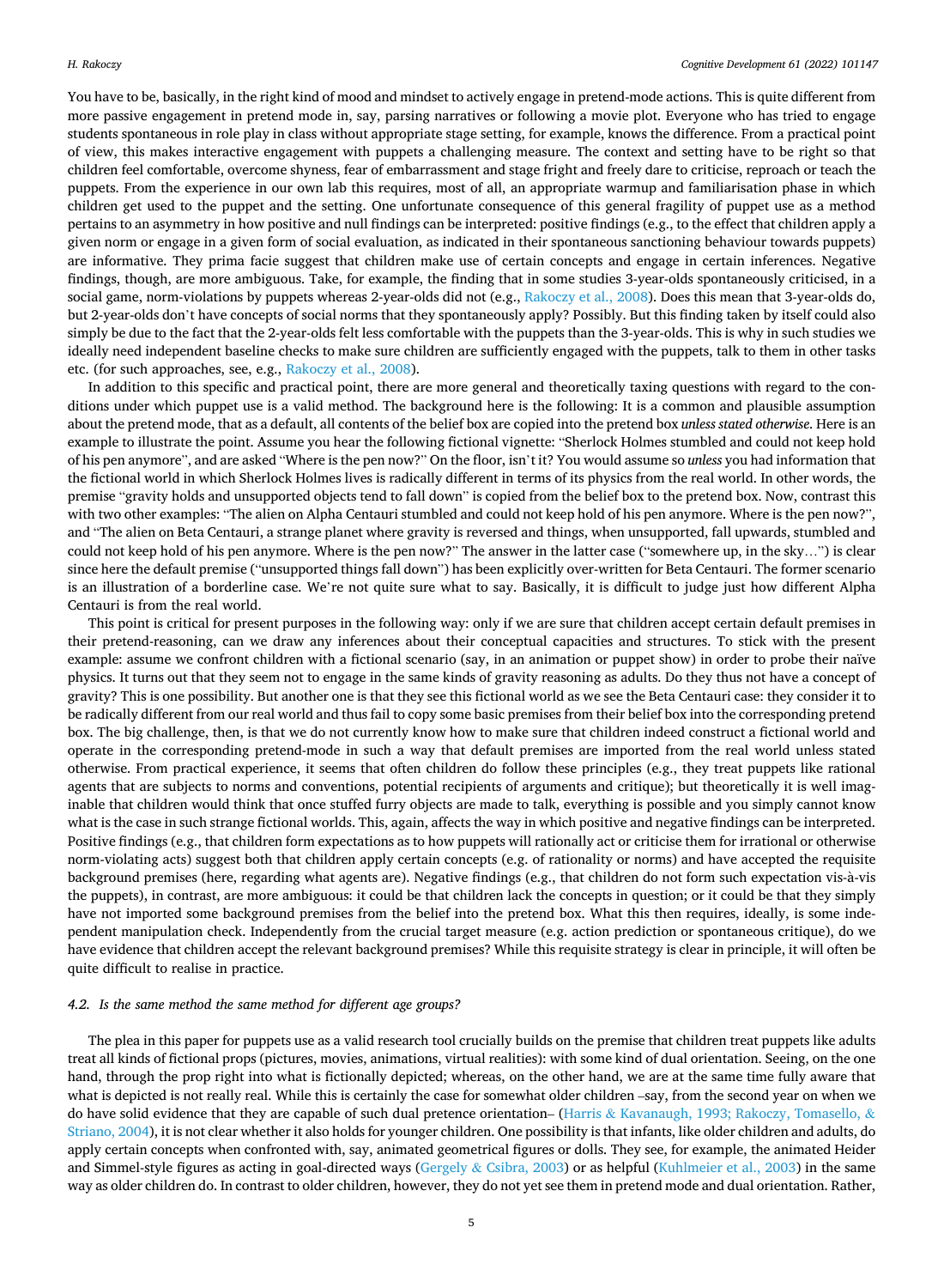You have to be, basically, in the right kind of mood and mindset to actively engage in pretend-mode actions. This is quite different from more passive engagement in pretend mode in, say, parsing narratives or following a movie plot. Everyone who has tried to engage students spontaneous in role play in class without appropriate stage setting, for example, knows the difference. From a practical point of view, this makes interactive engagement with puppets a challenging measure. The context and setting have to be right so that children feel comfortable, overcome shyness, fear of embarrassment and stage fright and freely dare to criticise, reproach or teach the puppets. From the experience in our own lab this requires, most of all, an appropriate warmup and familiarisation phase in which children get used to the puppet and the setting. One unfortunate consequence of this general fragility of puppet use as a method pertains to an asymmetry in how positive and null findings can be interpreted: positive findings (e.g., to the effect that children apply a given norm or engage in a given form of social evaluation, as indicated in their spontaneous sanctioning behaviour towards puppets) are informative. They prima facie suggest that children make use of certain concepts and engage in certain inferences. Negative findings, though, are more ambiguous. Take, for example, the finding that in some studies 3-year-olds spontaneously criticised, in a social game, norm-violations by puppets whereas 2-year-olds did not (e.g., Rakoczy et al., 2008). Does this mean that 3-year-olds do, but 2-year-olds don't have concepts of social norms that they spontaneously apply? Possibly. But this finding taken by itself could also simply be due to the fact that the 2-year-olds felt less comfortable with the puppets than the 3-year-olds. This is why in such studies we ideally need independent baseline checks to make sure children are sufficiently engaged with the puppets, talk to them in other tasks etc. (for such approaches, see, e.g., Rakoczy et al., 2008).

In addition to this specific and practical point, there are more general and theoretically taxing questions with regard to the conditions under which puppet use is a valid method. The background here is the following: It is a common and plausible assumption about the pretend mode, that as a default, all contents of the belief box are copied into the pretend box *unless stated otherwise*. Here is an example to illustrate the point. Assume you hear the following fictional vignette: "Sherlock Holmes stumbled and could not keep hold of his pen anymore", and are asked "Where is the pen now?" On the floor, isn't it? You would assume so *unless* you had information that the fictional world in which Sherlock Holmes lives is radically different in terms of its physics from the real world. In other words, the premise "gravity holds and unsupported objects tend to fall down" is copied from the belief box to the pretend box. Now, contrast this with two other examples: "The alien on Alpha Centauri stumbled and could not keep hold of his pen anymore. Where is the pen now?", and "The alien on Beta Centauri, a strange planet where gravity is reversed and things, when unsupported, fall upwards, stumbled and could not keep hold of his pen anymore. Where is the pen now?" The answer in the latter case ("somewhere up, in the sky…") is clear since here the default premise ("unsupported things fall down") has been explicitly over-written for Beta Centauri. The former scenario is an illustration of a borderline case. We're not quite sure what to say. Basically, it is difficult to judge just how different Alpha Centauri is from the real world.

This point is critical for present purposes in the following way: only if we are sure that children accept certain default premises in their pretend-reasoning, can we draw any inferences about their conceptual capacities and structures. To stick with the present example: assume we confront children with a fictional scenario (say, in an animation or puppet show) in order to probe their naïve physics. It turns out that they seem not to engage in the same kinds of gravity reasoning as adults. Do they thus not have a concept of gravity? This is one possibility. But another one is that they see this fictional world as we see the Beta Centauri case: they consider it to be radically different from our real world and thus fail to copy some basic premises from their belief box into the corresponding pretend box. The big challenge, then, is that we do not currently know how to make sure that children indeed construct a fictional world and operate in the corresponding pretend-mode in such a way that default premises are imported from the real world unless stated otherwise. From practical experience, it seems that often children do follow these principles (e.g., they treat puppets like rational agents that are subjects to norms and conventions, potential recipients of arguments and critique); but theoretically it is well imaginable that children would think that once stuffed furry objects are made to talk, everything is possible and you simply cannot know what is the case in such strange fictional worlds. This, again, affects the way in which positive and negative findings can be interpreted. Positive findings (e.g., that children form expectations as to how puppets will rationally act or criticise them for irrational or otherwise norm-violating acts) suggest both that children apply certain concepts (e.g. of rationality or norms) and have accepted the requisite background premises (here, regarding what agents are). Negative findings (e.g., that children do not form such expectation vis-à-vis the puppets), in contrast, are more ambiguous: it could be that children lack the concepts in question; or it could be that they simply have not imported some background premises from the belief into the pretend box. What this then requires, ideally, is some independent manipulation check. Independently from the crucial target measure (e.g. action prediction or spontaneous critique), do we have evidence that children accept the relevant background premises? While this requisite strategy is clear in principle, it will often be quite difficult to realise in practice.

### 4.2. Is the same method the same method for different age groups?

The plea in this paper for puppets use as a valid research tool crucially builds on the premise that children treat puppets like adults treat all kinds of fictional props (pictures, movies, animations, virtual realities): with some kind of dual orientation. Seeing, on the one hand, through the prop right into what is fictionally depicted; whereas, on the other hand, we are at the same time fully aware that what is depicted is not really real. While this is certainly the case for somewhat older children –say, from the second year on when we do have solid evidence that they are capable of such dual pretence orientation– (Harris & Kavanaugh, 1993; Rakoczy, Tomasello, & Striano, 2004), it is not clear whether it also holds for younger children. One possibility is that infants, like older children and adults, do apply certain concepts when confronted with, say, animated geometrical figures or dolls. They see, for example, the animated Heider and Simmel-style figures as acting in goal-directed ways (Gergely & Csibra, 2003) or as helpful (Kuhlmeier et al., 2003) in the same way as older children do. In contrast to older children, however, they do not yet see them in pretend mode and dual orientation. Rather,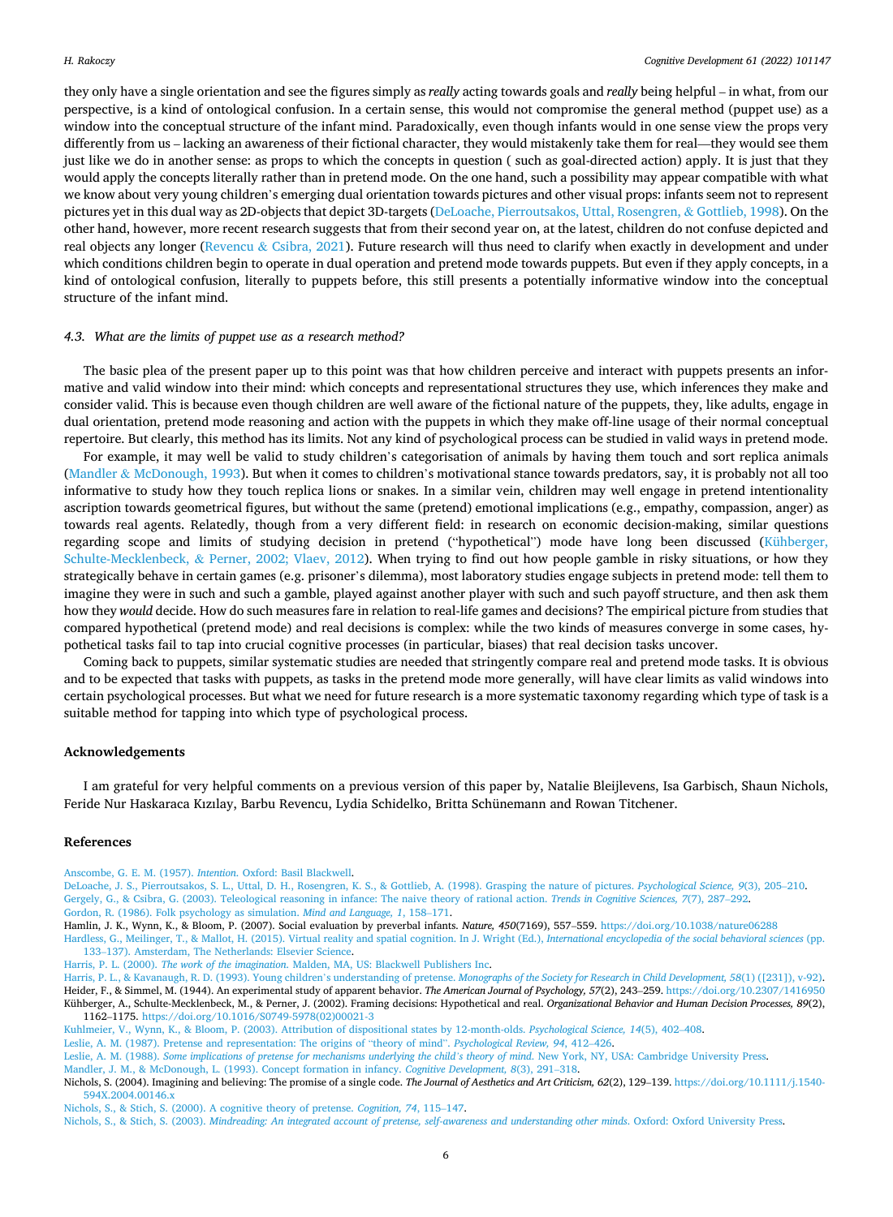they only have a single orientation and see the figures simply as *really* acting towards goals and *really* being helpful – in what, from our perspective, is a kind of ontological confusion. In a certain sense, this would not compromise the general method (puppet use) as a window into the conceptual structure of the infant mind. Paradoxically, even though infants would in one sense view the props very differently from us – lacking an awareness of their fictional character, they would mistakenly take them for real—they would see them just like we do in another sense: as props to which the concepts in question ( such as goal-directed action) apply. It is just that they would apply the concepts literally rather than in pretend mode. On the one hand, such a possibility may appear compatible with what we know about very young children's emerging dual orientation towards pictures and other visual props: infants seem not to represent pictures yet in this dual way as 2D-objects that depict 3D-targets (DeLoache, Pierroutsakos, Uttal, Rosengren, & Gottlieb, 1998). On the other hand, however, more recent research suggests that from their second year on, at the latest, children do not confuse depicted and real objects any longer (Revencu & Csibra, 2021). Future research will thus need to clarify when exactly in development and under which conditions children begin to operate in dual operation and pretend mode towards puppets. But even if they apply concepts, in a kind of ontological confusion, literally to puppets before, this still presents a potentially informative window into the conceptual structure of the infant mind.

### 4.3. What are the limits of puppet use as a research method?

The basic plea of the present paper up to this point was that how children perceive and interact with puppets presents an informative and valid window into their mind: which concepts and representational structures they use, which inferences they make and consider valid. This is because even though children are well aware of the fictional nature of the puppets, they, like adults, engage in dual orientation, pretend mode reasoning and action with the puppets in which they make off-line usage of their normal conceptual repertoire. But clearly, this method has its limits. Not any kind of psychological process can be studied in valid ways in pretend mode.

For example, it may well be valid to study children's categorisation of animals by having them touch and sort replica animals (Mandler & McDonough, 1993). But when it comes to children's motivational stance towards predators, say, it is probably not all too informative to study how they touch replica lions or snakes. In a similar vein, children may well engage in pretend intentionality ascription towards geometrical figures, but without the same (pretend) emotional implications (e.g., empathy, compassion, anger) as towards real agents. Relatedly, though from a very different field: in research on economic decision-making, similar questions regarding scope and limits of studying decision in pretend ("hypothetical") mode have long been discussed (Kühberger, Schulte-Mecklenbeck, & Perner, 2002; Vlaev, 2012). When trying to find out how people gamble in risky situations, or how they strategically behave in certain games (e.g. prisoner's dilemma), most laboratory studies engage subjects in pretend mode: tell them to imagine they were in such and such a gamble, played against another player with such and such payoff structure, and then ask them how they *would* decide. How do such measures fare in relation to real-life games and decisions? The empirical picture from studies that compared hypothetical (pretend mode) and real decisions is complex: while the two kinds of measures converge in some cases, hypothetical tasks fail to tap into crucial cognitive processes (in particular, biases) that real decision tasks uncover.

Coming back to puppets, similar systematic studies are needed that stringently compare real and pretend mode tasks. It is obvious and to be expected that tasks with puppets, as tasks in the pretend mode more generally, will have clear limits as valid windows into certain psychological processes. But what we need for future research is a more systematic taxonomy regarding which type of task is a suitable method for tapping into which type of psychological process.

## Acknowledgements

I am grateful for very helpful comments on a previous version of this paper by, Natalie Bleijlevens, Isa Garbisch, Shaun Nichols, Feride Nur Haskaraca Kızılay, Barbu Revencu, Lydia Schidelko, Britta Schünemann and Rowan Titchener.

## References

Anscombe, G. E. M. (1957). *Intention.* Oxford: Basil Blackwell.

DeLoache, J. S., Pierroutsakos, S. L., Uttal, D. H., Rosengren, K. S., & Gottlieb, A. (1998). Grasping the nature of pictures. *Psychological Science, 9*(3), 205–210.

Gergely, G., & Csibra, G. (2003). Teleological reasoning in infance: The naive theory of rational action. *Trends in Cognitive Sciences, 7*(7), 287–292.

Gordon, R. (1986). Folk psychology as simulation. *Mind and Language, 1*, 158–171.

Hamlin, J. K., Wynn, K., & Bloom, P. (2007). Social evaluation by preverbal infants. *Nature, 450*(7169), 557–559. https://doi.org/10.1038/nature06288

Hardless, G., Meilinger, T., & Mallot, H. (2015). Virtual reality and spatial cognition. In J. Wright (Ed.), *International encyclopedia of the social behavioral sciences* (pp. 133–137). Amsterdam, The Netherlands: Elsevier Science.

Harris, P. L. (2000). *The work of the imagination.* Malden, MA, US: Blackwell Publishers Inc.

Harris, P. L., & Kavanaugh, R. D. (1993). Young children's understanding of pretense. *Monographs of the Society for Research in Child Development, 58*(1) ([231]), v-92).

Heider, F., & Simmel, M. (1944). An experimental study of apparent behavior. *The American Journal of Psychology, 57*(2), 243–259. https://doi.org/10.2307/1416950

Kühberger, A., Schulte-Mecklenbeck, M., & Perner, J. (2002). Framing decisions: Hypothetical and real. *Organizational Behavior and Human Decision Processes, 89*(2), 1162–1175. https://doi.org/10.1016/S0749-5978(02)00021-3

Kuhlmeier, V., Wynn, K., & Bloom, P. (2003). Attribution of dispositional states by 12-month-olds. *Psychological Science, 14*(5), 402–408.

Leslie, A. M. (1987). Pretense and representation: The origins of "theory of mind". *Psychological Review, 94*, 412–426.

Leslie, A. M. (1988). *Some implications of pretense for mechanisms underlying the child's theory of mind.* New York, NY, USA: Cambridge University Press.

Mandler, J. M., & McDonough, L. (1993). Concept formation in infancy. *Cognitive Development, 8*(3), 291–318.

Nichols, S. (2004). Imagining and believing: The promise of a single code. *The Journal of Aesthetics and Art Criticism, 62*(2), 129–139. https://doi.org/10.1111/j.1540-594X.2004.00146.x

Nichols, S., & Stich, S. (2000). A cognitive theory of pretense. *Cognition, 74*, 115–147.

Nichols, S., & Stich, S. (2003). *Mindreading: An integrated account of pretense, self-awareness and understanding other minds.* Oxford: Oxford University Press.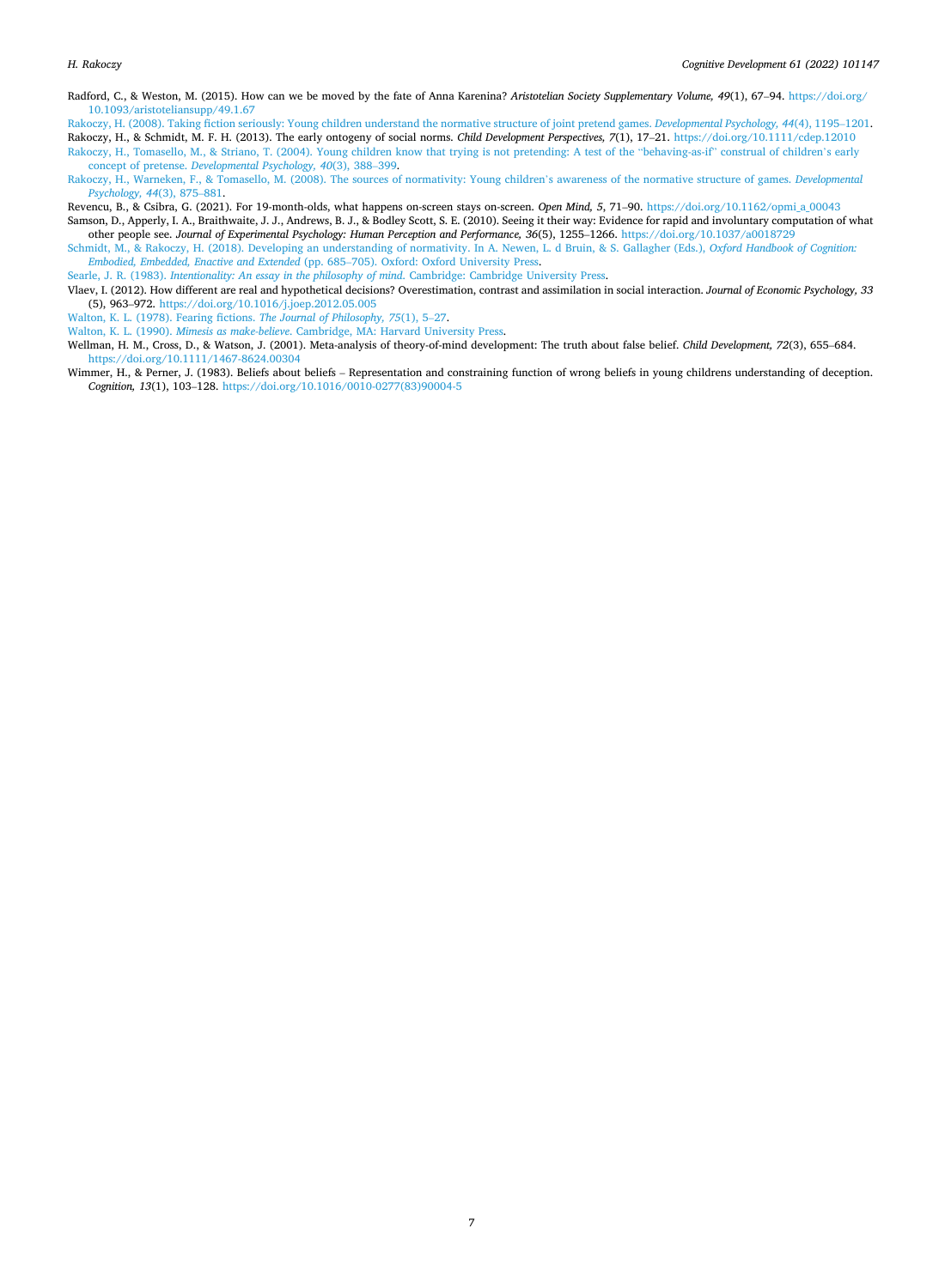Radford, C., & Weston, M. (2015). How can we be moved by the fate of Anna Karenina? *Aristotelian Society Supplementary Volume, 49*(1), 67–94. https://doi.org/10.1093/aristoteliansupp/49.1.67

Rakoczy, H. (2008). Taking fiction seriously: Young children understand the normative structure of joint pretend games. *Developmental Psychology, 44*(4), 1195–1201.

Rakoczy, H., & Schmidt, M. F. H. (2013). The early ontogeny of social norms. *Child Development Perspectives, 7*(1), 17–21. https://doi.org/10.1111/cdep.12010

Rakoczy, H., Tomasello, M., & Striano, T. (2004). Young children know that trying is not pretending: A test of the "behaving-as-if" construal of children's early concept of pretense. *Developmental Psychology, 40*(3), 388–399.

Rakoczy, H., Warneken, F., & Tomasello, M. (2008). The sources of normativity: Young children's awareness of the normative structure of games. *Developmental Psychology, 44*(3), 875–881.

Revencu, B., & Csibra, G. (2021). For 19-month-olds, what happens on-screen stays on-screen. *Open Mind, 5*, 71–90. https://doi.org/10.1162/opmi_a_00043

Samson, D., Apperly, I. A., Braithwaite, J. J., Andrews, B. J., & Bodley Scott, S. E. (2010). Seeing it their way: Evidence for rapid and involuntary computation of what other people see. *Journal of Experimental Psychology: Human Perception and Performance, 36*(5), 1255–1266. https://doi.org/10.1037/a0018729

Schmidt, M., & Rakoczy, H. (2018). Developing an understanding of normativity. In A. Newen, L. d Bruin, & S. Gallagher (Eds.), *Oxford Handbook of Cognition: Embodied, Embedded, Enactive and Extended* (pp. 685–705). Oxford: Oxford University Press.

Searle, J. R. (1983). *Intentionality: An essay in the philosophy of mind*. Cambridge: Cambridge University Press.

Vlaev, I. (2012). How different are real and hypothetical decisions? Overestimation, contrast and assimilation in social interaction. *Journal of Economic Psychology, 33* (5), 963–972. https://doi.org/10.1016/j.joep.2012.05.005

Walton, K. L. (1978). Fearing fictions. *The Journal of Philosophy, 75*(1), 5–27.

Walton, K. L. (1990). *Mimesis as make-believe*. Cambridge, MA: Harvard University Press.

Wellman, H. M., Cross, D., & Watson, J. (2001). Meta-analysis of theory-of-mind development: The truth about false belief. *Child Development, 72*(3), 655–684. https://doi.org/10.1111/1467-8624.00304

Wimmer, H., & Perner, J. (1983). Beliefs about beliefs – Representation and constraining function of wrong beliefs in young childrens understanding of deception. *Cognition, 13*(1), 103–128. https://doi.org/10.1016/0010-0277(83)90004-5